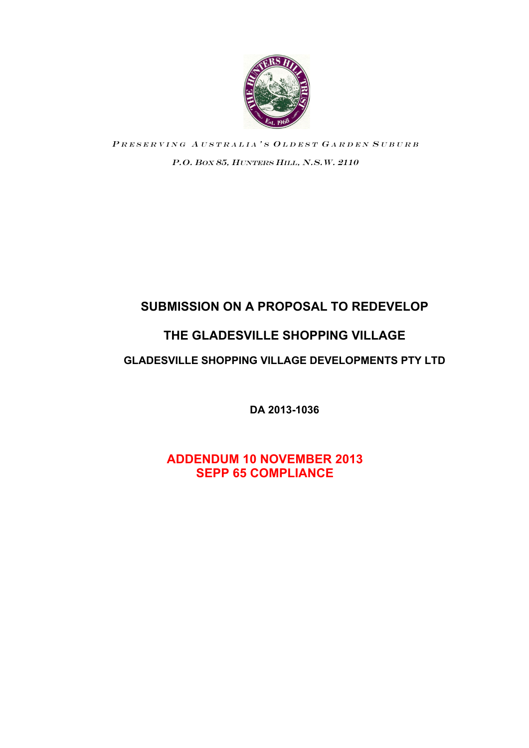PRESERVING AUSTRALIA'S OLDEST GARDEN SUBURB

*P.O. BOX 85, HUNTERS HILL, N.S.W. 2110*

# SUBMISSION ON A PROPOSAL TO REDEVELOP

# THE GLADESVILLE SHOPPING VILLAGE

## GLADESVILLE SHOPPING VILLAGE DEVELOPMENTS PTY LTD

**DA 2013-1036**

**ADDENDUM 10 NOVEMBER 2013**
**SEPP 65 COMPLIANCE**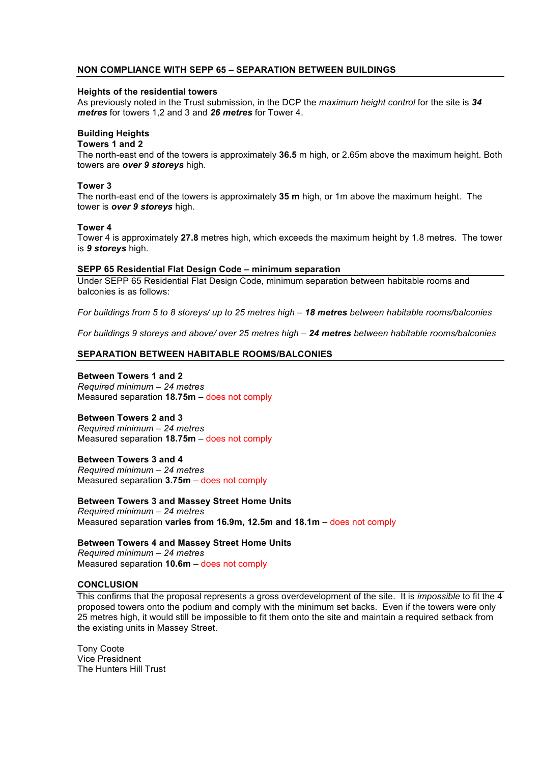## NON COMPLIANCE WITH SEPP 65 – SEPARATION BETWEEN BUILDINGS

**Heights of the residential towers**
As previously noted in the Trust submission, in the DCP the *maximum height control* for the site is ***34 metres*** for towers 1,2 and 3 and ***26 metres*** for Tower 4.

**Building Heights**
**Towers 1 and 2**
The north-east end of the towers is approximately **36.5** m high, or 2.65m above the maximum height. Both towers are ***over 9 storeys*** high.

**Tower 3**
The north-east end of the towers is approximately **35 m** high, or 1m above the maximum height. The tower is ***over 9 storeys*** high.

**Tower 4**
Tower 4 is approximately **27.8** metres high, which exceeds the maximum height by 1.8 metres. The tower is ***9 storeys*** high.

**SEPP 65 Residential Flat Design Code – minimum separation**

Under SEPP 65 Residential Flat Design Code, minimum separation between habitable rooms and balconies is as follows:

*For buildings from 5 to 8 storeys/ up to 25 metres high –* ***18 metres*** *between habitable rooms/balconies*

*For buildings 9 storeys and above/ over 25 metres high –* ***24 metres*** *between habitable rooms/balconies*

## SEPARATION BETWEEN HABITABLE ROOMS/BALCONIES

**Between Towers 1 and 2**
*Required minimum – 24 metres*
Measured separation **18.75m** – does not comply

**Between Towers 2 and 3**
*Required minimum – 24 metres*
Measured separation **18.75m** – does not comply

**Between Towers 3 and 4**
*Required minimum – 24 metres*
Measured separation **3.75m** – does not comply

**Between Towers 3 and Massey Street Home Units**
*Required minimum – 24 metres*
Measured separation **varies from 16.9m, 12.5m and 18.1m** – does not comply

**Between Towers 4 and Massey Street Home Units**
*Required minimum – 24 metres*
Measured separation **10.6m** – does not comply

## CONCLUSION

This confirms that the proposal represents a gross overdevelopment of the site. It is *impossible* to fit the 4 proposed towers onto the podium and comply with the minimum set backs. Even if the towers were only 25 metres high, it would still be impossible to fit them onto the site and maintain a required setback from the existing units in Massey Street.

Tony Coote
Vice President
The Hunters Hill Trust